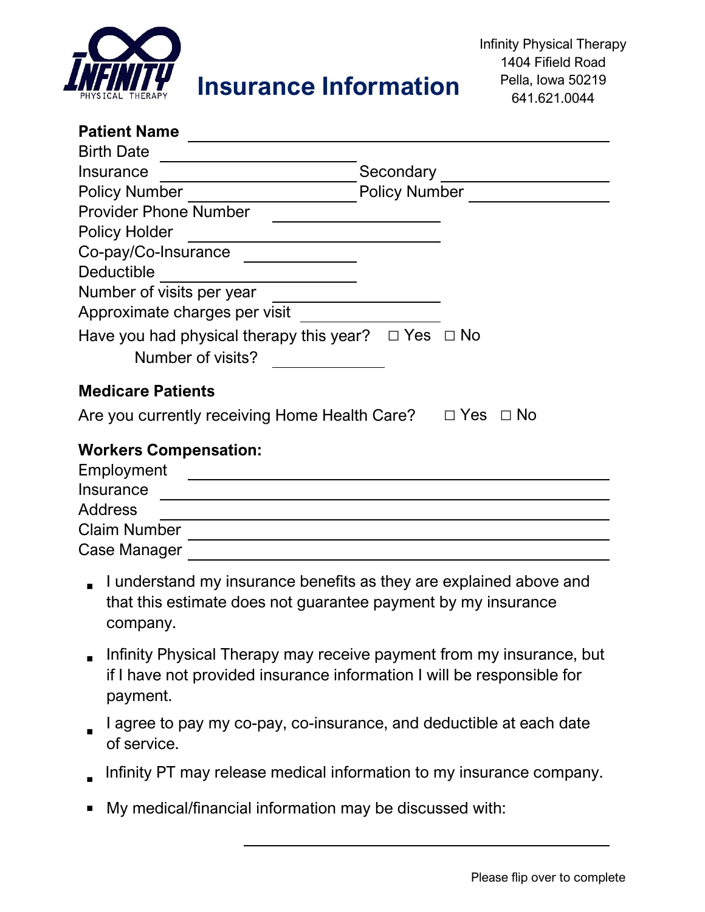# Insurance Information

Infinity Physical Therapy
1404 Fifield Road
Pella, Iowa 50219
641.621.0044

**Patient Name** ____________________

Birth Date ____________________

Insurance ____________________ Secondary ____________________

Policy Number ____________________ Policy Number ____________________

Provider Phone Number ____________________

Policy Holder ____________________

Co-pay/Co-Insurance ____________________

Deductible ____________________

Number of visits per year ____________________

Approximate charges per visit ____________________

Have you had physical therapy this year? ☐ Yes ☐ No

Number of visits? ____________________

**Medicare Patients**

Are you currently receiving Home Health Care? ☐ Yes ☐ No

**Workers Compensation:**

Employment ____________________

Insurance ____________________

Address ____________________

Claim Number ____________________

Case Manager ____________________

- I understand my insurance benefits as they are explained above and that this estimate does not guarantee payment by my insurance company.
- Infinity Physical Therapy may receive payment from my insurance, but if I have not provided insurance information I will be responsible for payment.
- I agree to pay my co-pay, co-insurance, and deductible at each date of service.
- Infinity PT may release medical information to my insurance company.
- My medical/financial information may be discussed with:

____________________

Please flip over to complete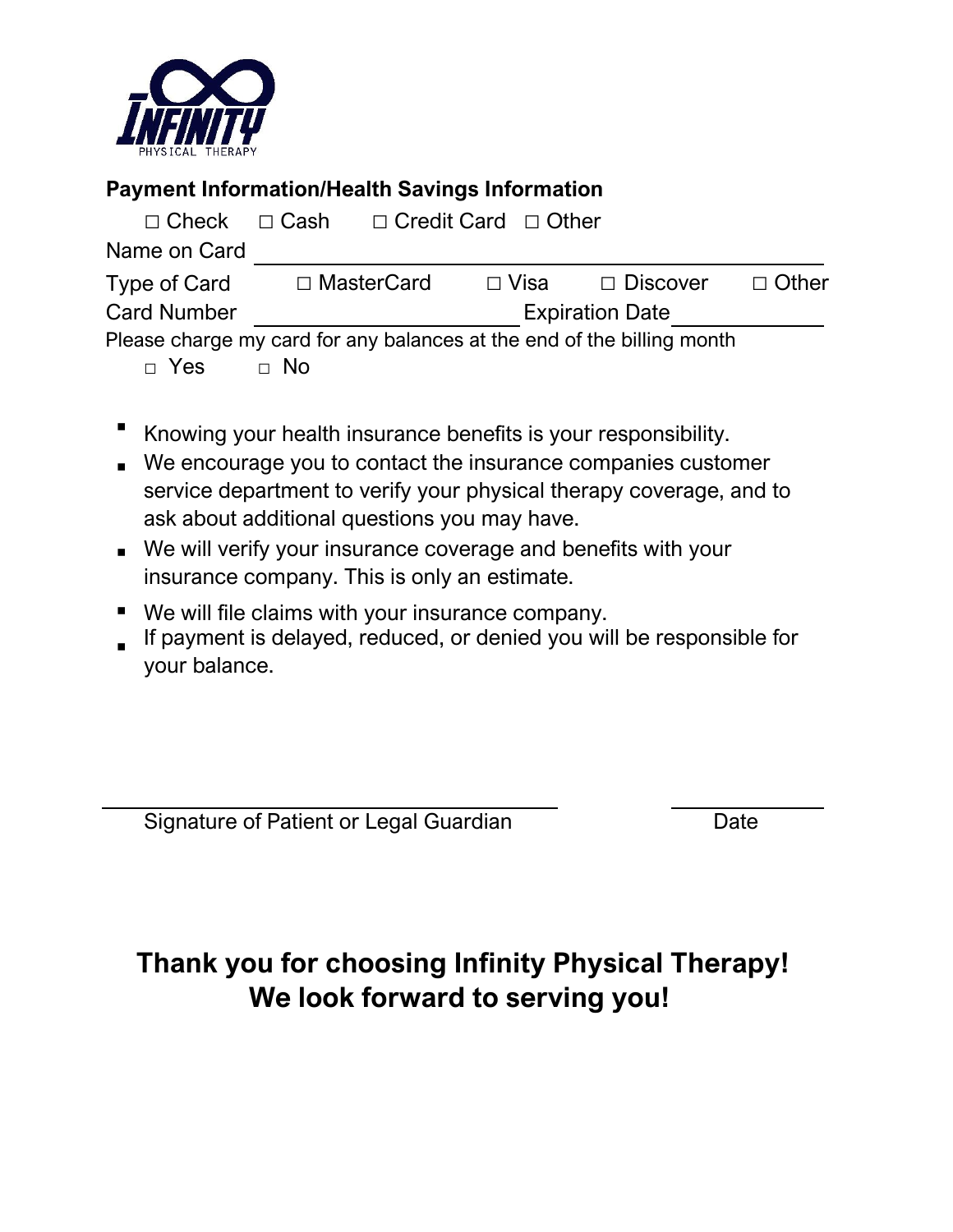INFINITY PHYSICAL THERAPY

**Payment Information/Health Savings Information**

☐ Check ☐ Cash ☐ Credit Card ☐ Other

Name on Card ______________________________

Type of Card ☐ MasterCard ☐ Visa ☐ Discover ☐ Other

Card Number ____________________ Expiration Date ____________

Please charge my card for any balances at the end of the billing month

☐ Yes ☐ No

- Knowing your health insurance benefits is your responsibility.
- We encourage you to contact the insurance companies customer service department to verify your physical therapy coverage, and to ask about additional questions you may have.
- We will verify your insurance coverage and benefits with your insurance company. This is only an estimate.
- We will file claims with your insurance company.
- If payment is delayed, reduced, or denied you will be responsible for your balance.

______________________________ ____________

Signature of Patient or Legal Guardian Date

**Thank you for choosing Infinity Physical Therapy!**
**We look forward to serving you!**